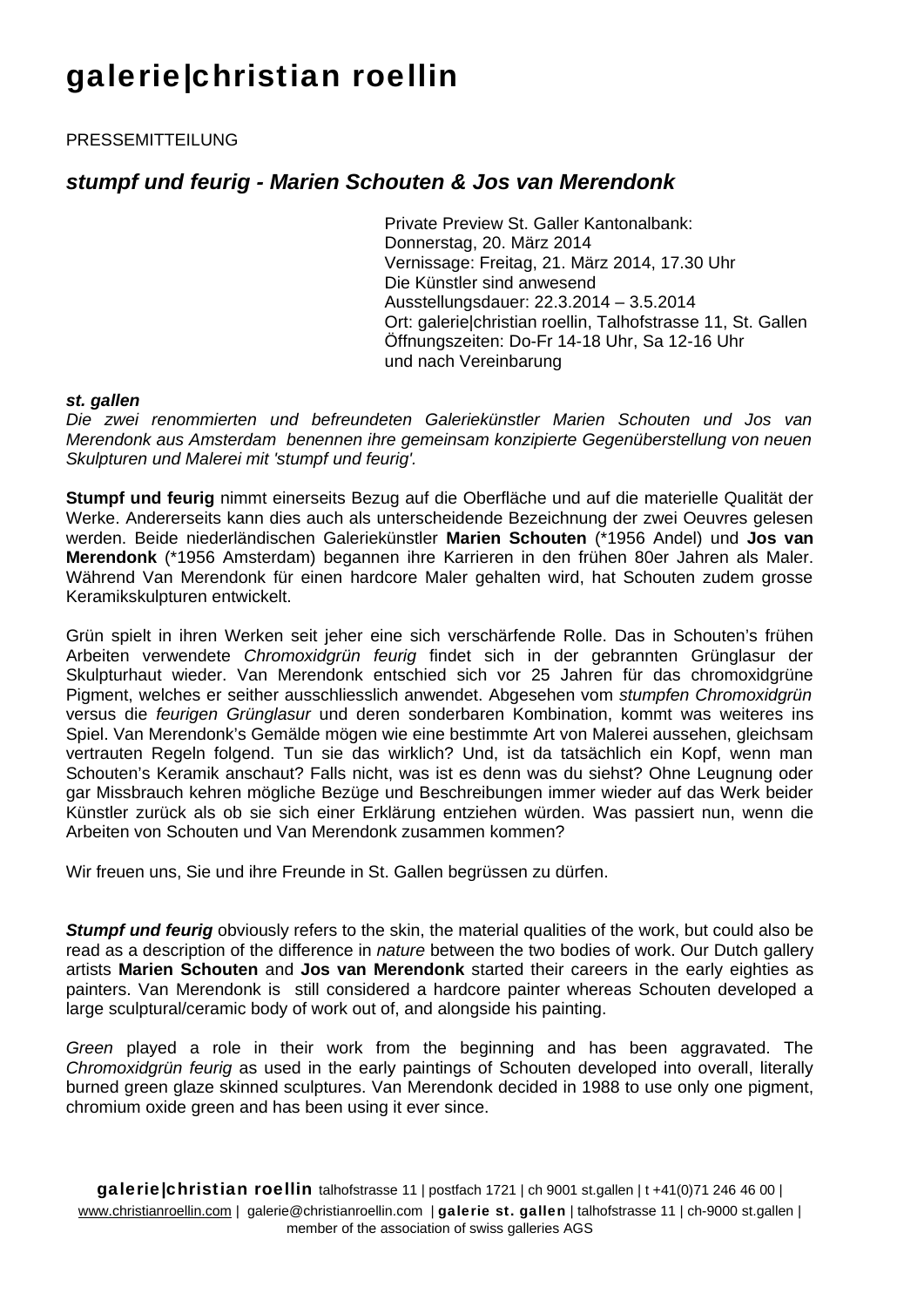# galerie|christian roellin

PRESSEMITTEILUNG

## *stumpf und feurig - Marien Schouten & Jos van Merendonk*

Private Preview St. Galler Kantonalbank:
Donnerstag, 20. März 2014
Vernissage: Freitag, 21. März 2014, 17.30 Uhr
Die Künstler sind anwesend
Ausstellungsdauer: 22.3.2014 – 3.5.2014
Ort: galerie|christian roellin, Talhofstrasse 11, St. Gallen
Öffnungszeiten: Do-Fr 14-18 Uhr, Sa 12-16 Uhr
und nach Vereinbarung

***st. gallen***
*Die zwei renommierten und befreundeten Galeriekünstler Marien Schouten und Jos van Merendonk aus Amsterdam benennen ihre gemeinsam konzipierte Gegenüberstellung von neuen Skulpturen und Malerei mit 'stumpf und feurig'.*

**Stumpf und feurig** nimmt einerseits Bezug auf die Oberfläche und auf die materielle Qualität der Werke. Andererseits kann dies auch als unterscheidende Bezeichnung der zwei Oeuvres gelesen werden. Beide niederländischen Galeriekünstler **Marien Schouten** (*1956 Andel) und **Jos van Merendonk** (*1956 Amsterdam) begannen ihre Karrieren in den frühen 80er Jahren als Maler. Während Van Merendonk für einen hardcore Maler gehalten wird, hat Schouten zudem grosse Keramikskulpturen entwickelt.

Grün spielt in ihren Werken seit jeher eine sich verschärfende Rolle. Das in Schouten's frühen Arbeiten verwendete *Chromoxidgrün feurig* findet sich in der gebrannten Grünglasur der Skulpturhaut wieder. Van Merendonk entschied sich vor 25 Jahren für das chromoxidgrüne Pigment, welches er seither ausschliesslich anwendet. Abgesehen vom *stumpfen Chromoxidgrün* versus die *feurigen Grünglasur* und deren sonderbaren Kombination, kommt was weiteres ins Spiel. Van Merendonk's Gemälde mögen wie eine bestimmte Art von Malerei aussehen, gleichsam vertrauten Regeln folgend. Tun sie das wirklich? Und, ist da tatsächlich ein Kopf, wenn man Schouten's Keramik anschaut? Falls nicht, was ist es denn was du siehst? Ohne Leugnung oder gar Missbrauch kehren mögliche Bezüge und Beschreibungen immer wieder auf das Werk beider Künstler zurück als ob sie sich einer Erklärung entziehen würden. Was passiert nun, wenn die Arbeiten von Schouten und Van Merendonk zusammen kommen?

Wir freuen uns, Sie und ihre Freunde in St. Gallen begrüssen zu dürfen.

***Stumpf und feurig*** obviously refers to the skin, the material qualities of the work, but could also be read as a description of the difference in *nature* between the two bodies of work. Our Dutch gallery artists **Marien Schouten** and **Jos van Merendonk** started their careers in the early eighties as painters. Van Merendonk is still considered a hardcore painter whereas Schouten developed a large sculptural/ceramic body of work out of, and alongside his painting.

*Green* played a role in their work from the beginning and has been aggravated. The *Chromoxidgrün feurig* as used in the early paintings of Schouten developed into overall, literally burned green glaze skinned sculptures. Van Merendonk decided in 1988 to use only one pigment, chromium oxide green and has been using it ever since.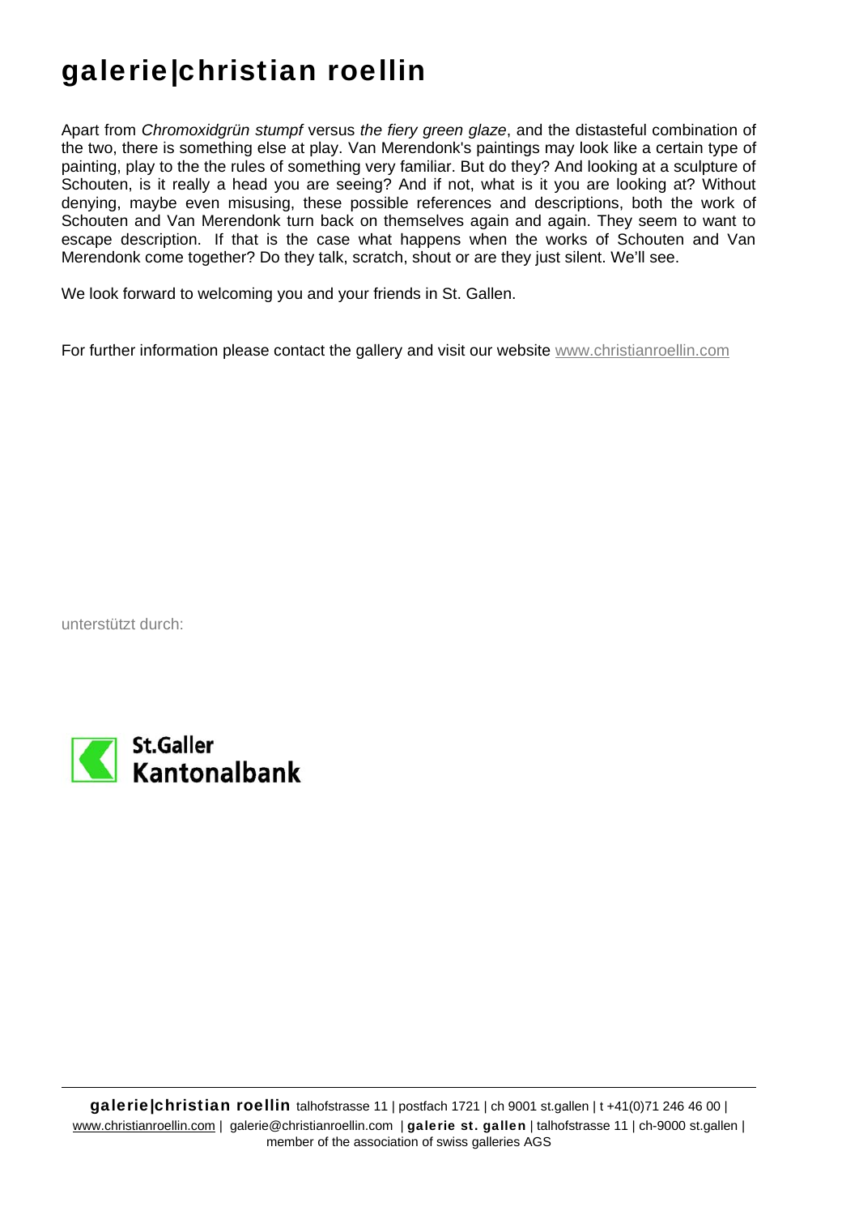# galerie|christian roellin

Apart from *Chromoxidgrün stumpf* versus *the fiery green glaze*, and the distasteful combination of the two, there is something else at play. Van Merendonk's paintings may look like a certain type of painting, play to the the rules of something very familiar. But do they? And looking at a sculpture of Schouten, is it really a head you are seeing? And if not, what is it you are looking at? Without denying, maybe even misusing, these possible references and descriptions, both the work of Schouten and Van Merendonk turn back on themselves again and again. They seem to want to escape description. If that is the case what happens when the works of Schouten and Van Merendonk come together? Do they talk, scratch, shout or are they just silent. We'll see.

We look forward to welcoming you and your friends in St. Gallen.

For further information please contact the gallery and visit our website www.christianroellin.com

unterstützt durch:

St.Galler Kantonalbank

**galerie|christian roellin** talhofstrasse 11 | postfach 1721 | ch 9001 st.gallen | t +41(0)71 246 46 00 | www.christianroellin.com | galerie@christianroellin.com | **galerie st. gallen** | talhofstrasse 11 | ch-9000 st.gallen | member of the association of swiss galleries AGS